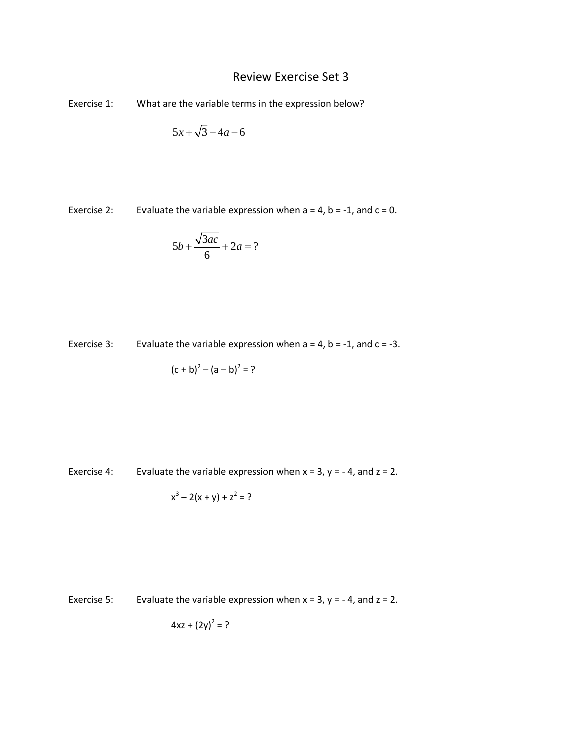# Review Exercise Set 3

Exercise 1: What are the variable terms in the expression below?

$$5x + \sqrt{3} - 4a - 6$$

Exercise 2: Evaluate the variable expression when a = 4, b = -1, and c = 0.

$$5b + \frac{\sqrt{3ac}}{6} + 2a = ?$$

Exercise 3: Evaluate the variable expression when a = 4, b = -1, and c = -3.

$$(c + b)^2 - (a - b)^2 = ?$$

Exercise 4: Evaluate the variable expression when x = 3, y = - 4, and z = 2.

$$x^3 - 2(x + y) + z^2 = ?$$

Exercise 5: Evaluate the variable expression when x = 3, y = - 4, and z = 2.

$$4xz + (2y)^2 = ?$$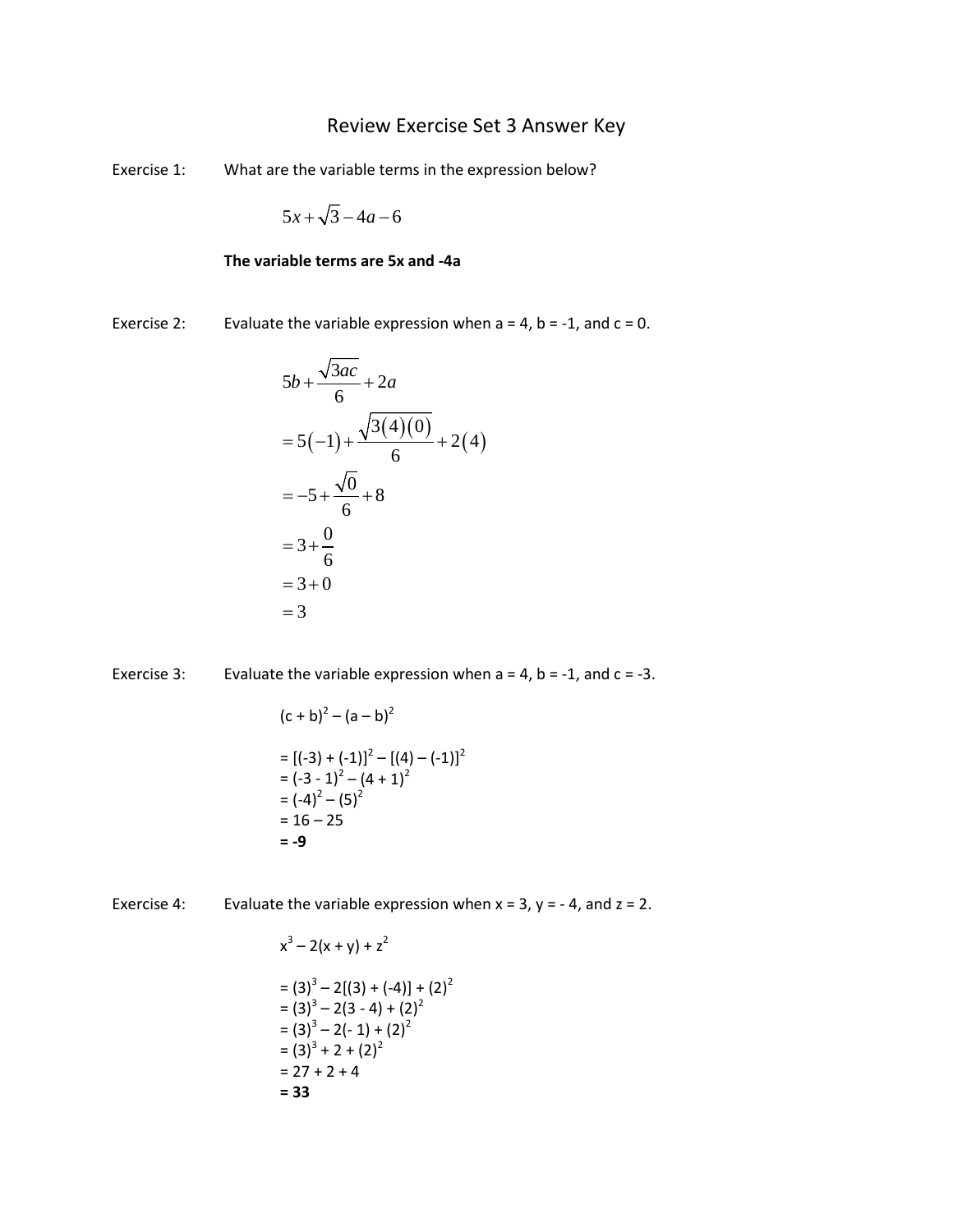# Review Exercise Set 3 Answer Key

Exercise 1: What are the variable terms in the expression below?

$$5x+\sqrt{3}-4a-6$$

**The variable terms are 5x and -4a**

Exercise 2: Evaluate the variable expression when a = 4, b = -1, and c = 0.

$$5b+\frac{\sqrt{3ac}}{6}+2a$$
$$=5(-1)+\frac{\sqrt{3(4)(0)}}{6}+2(4)$$
$$=-5+\frac{\sqrt{0}}{6}+8$$
$$=3+\frac{0}{6}$$
$$=3+0$$
$$=3$$

Exercise 3: Evaluate the variable expression when a = 4, b = -1, and c = -3.

$(c + b)^2 - (a - b)^2$

$= [(-3) + (-1)]^2 - [(4) - (-1)]^2$
$= (-3 - 1)^2 - (4 + 1)^2$
$= (-4)^2 - (5)^2$
$= 16 - 25$
$\mathbf{= -9}$

Exercise 4: Evaluate the variable expression when x = 3, y = - 4, and z = 2.

$x^3 - 2(x + y) + z^2$

$= (3)^3 - 2[(3) + (-4)] + (2)^2$
$= (3)^3 - 2(3 - 4) + (2)^2$
$= (3)^3 - 2(- 1) + (2)^2$
$= (3)^3 + 2 + (2)^2$
$= 27 + 2 + 4$
$\mathbf{= 33}$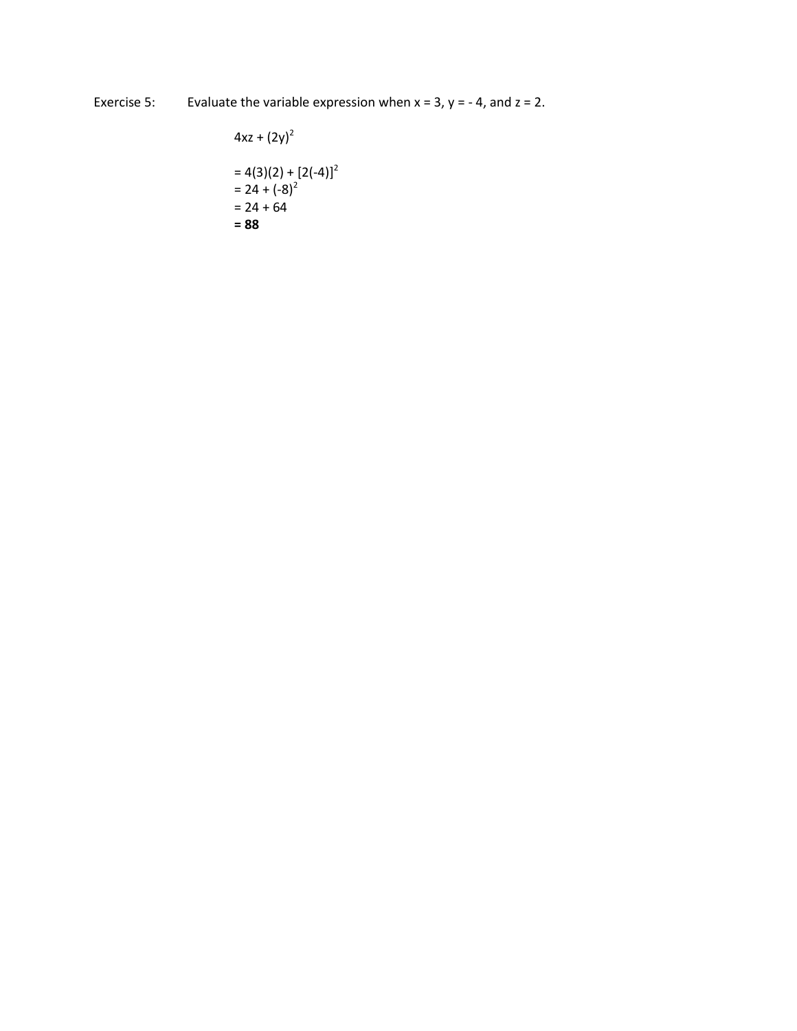Exercise 5: Evaluate the variable expression when $x = 3$, $y = -4$, and $z = 2$.

$4xz + (2y)^2$

$= 4(3)(2) + [2(-4)]^2$

$= 24 + (-8)^2$

$= 24 + 64$

$\mathbf{= 88}$